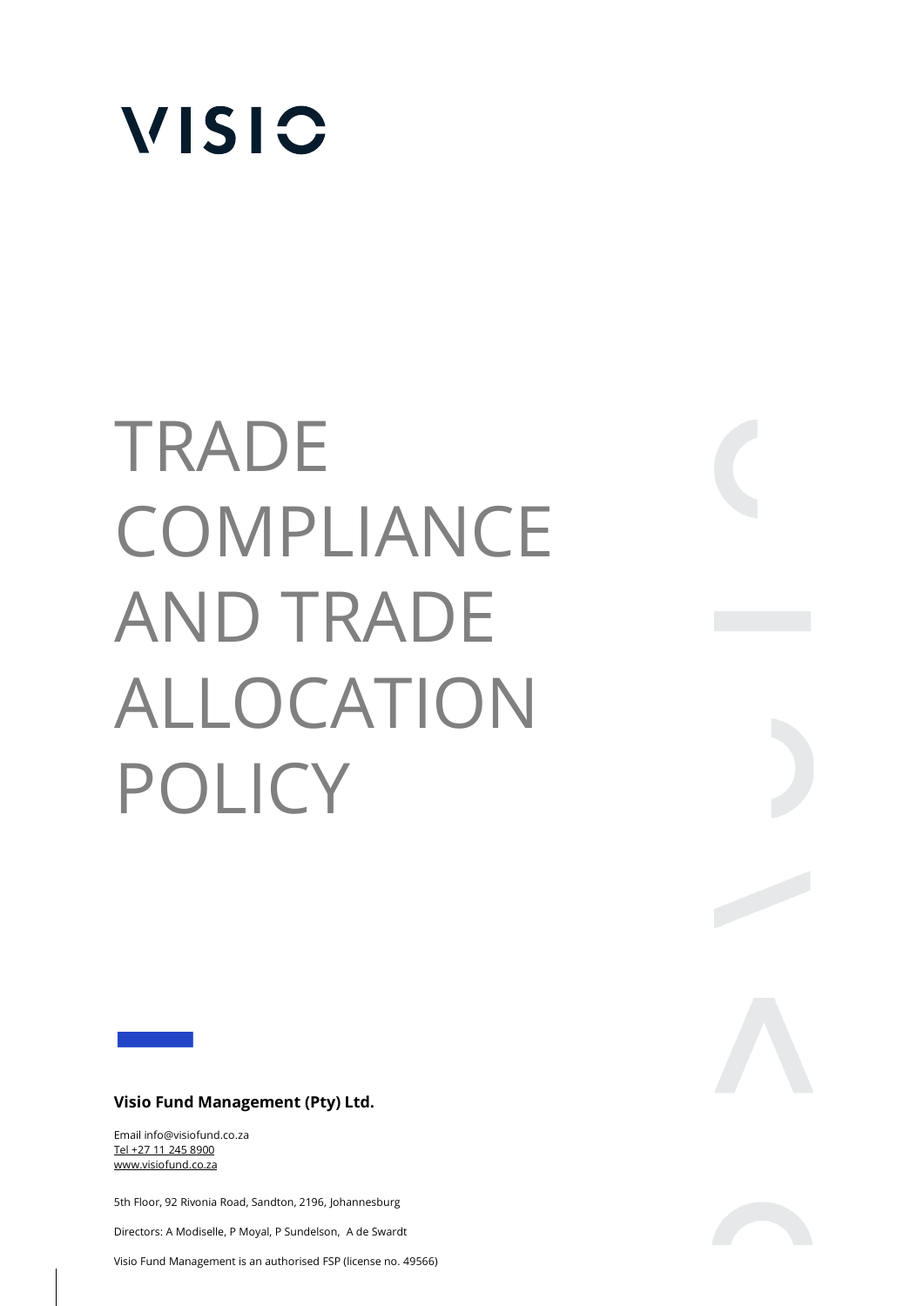# VISIO

# TRADE COMPLIANCE AND TRADE ALLOCATION POLICY

**Visio Fund Management (Pty) Ltd.**

Email info@visiofund.co.za
Tel +27 11 245 8900
www.visiofund.co.za

5th Floor, 92 Rivonia Road, Sandton, 2196, Johannesburg

Directors: A Modiselle, P Moyal, P Sundelson, A de Swardt

Visio Fund Management is an authorised FSP (license no. 49566)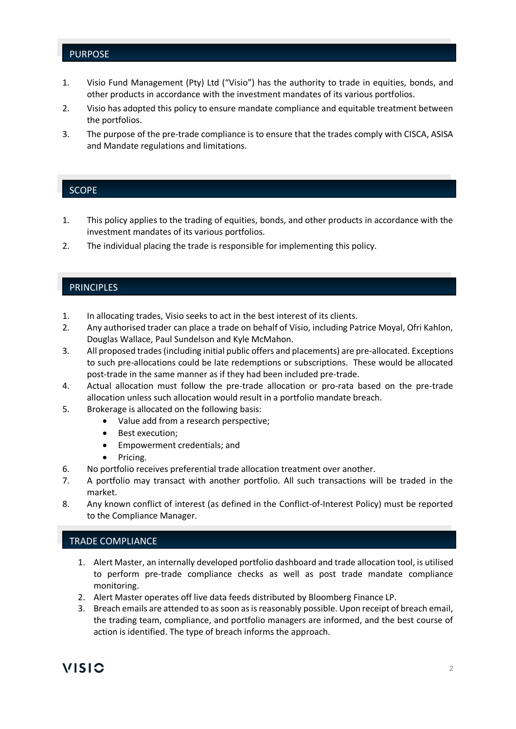## PURPOSE

1. Visio Fund Management (Pty) Ltd ("Visio") has the authority to trade in equities, bonds, and other products in accordance with the investment mandates of its various portfolios.
2. Visio has adopted this policy to ensure mandate compliance and equitable treatment between the portfolios.
3. The purpose of the pre-trade compliance is to ensure that the trades comply with CISCA, ASISA and Mandate regulations and limitations.

## SCOPE

1. This policy applies to the trading of equities, bonds, and other products in accordance with the investment mandates of its various portfolios.
2. The individual placing the trade is responsible for implementing this policy.

## PRINCIPLES

1. In allocating trades, Visio seeks to act in the best interest of its clients.
2. Any authorised trader can place a trade on behalf of Visio, including Patrice Moyal, Ofri Kahlon, Douglas Wallace, Paul Sundelson and Kyle McMahon.
3. All proposed trades (including initial public offers and placements) are pre-allocated. Exceptions to such pre-allocations could be late redemptions or subscriptions. These would be allocated post-trade in the same manner as if they had been included pre-trade.
4. Actual allocation must follow the pre-trade allocation or pro-rata based on the pre-trade allocation unless such allocation would result in a portfolio mandate breach.
5. Brokerage is allocated on the following basis:
   - Value add from a research perspective;
   - Best execution;
   - Empowerment credentials; and
   - Pricing.
6. No portfolio receives preferential trade allocation treatment over another.
7. A portfolio may transact with another portfolio. All such transactions will be traded in the market.
8. Any known conflict of interest (as defined in the Conflict-of-Interest Policy) must be reported to the Compliance Manager.

## TRADE COMPLIANCE

1. Alert Master, an internally developed portfolio dashboard and trade allocation tool, is utilised to perform pre-trade compliance checks as well as post trade mandate compliance monitoring.
2. Alert Master operates off live data feeds distributed by Bloomberg Finance LP.
3. Breach emails are attended to as soon as is reasonably possible. Upon receipt of breach email, the trading team, compliance, and portfolio managers are informed, and the best course of action is identified. The type of breach informs the approach.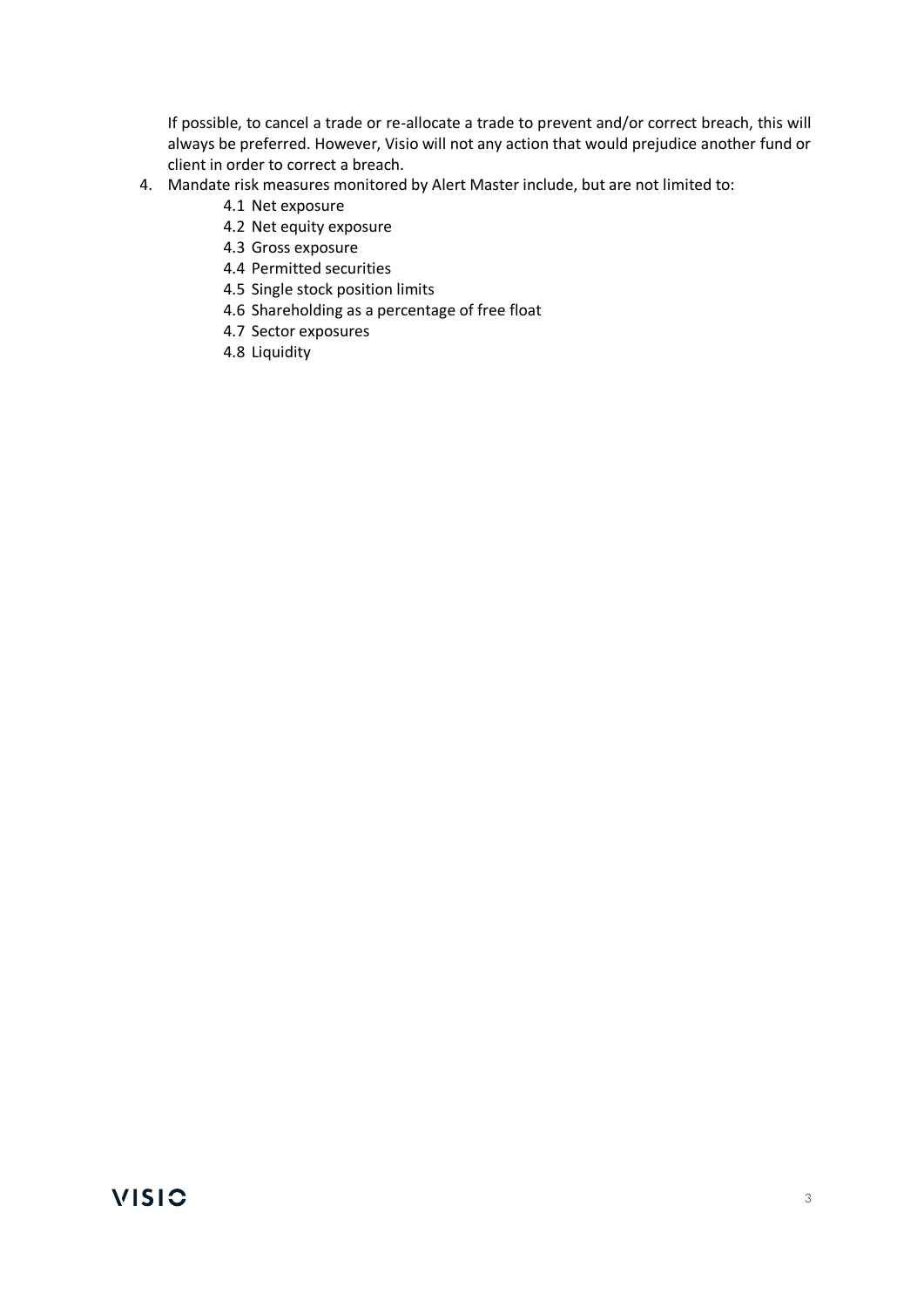If possible, to cancel a trade or re-allocate a trade to prevent and/or correct breach, this will always be preferred. However, Visio will not any action that would prejudice another fund or client in order to correct a breach.

4. Mandate risk measures monitored by Alert Master include, but are not limited to:
    - 4.1 Net exposure
    - 4.2 Net equity exposure
    - 4.3 Gross exposure
    - 4.4 Permitted securities
    - 4.5 Single stock position limits
    - 4.6 Shareholding as a percentage of free float
    - 4.7 Sector exposures
    - 4.8 Liquidity